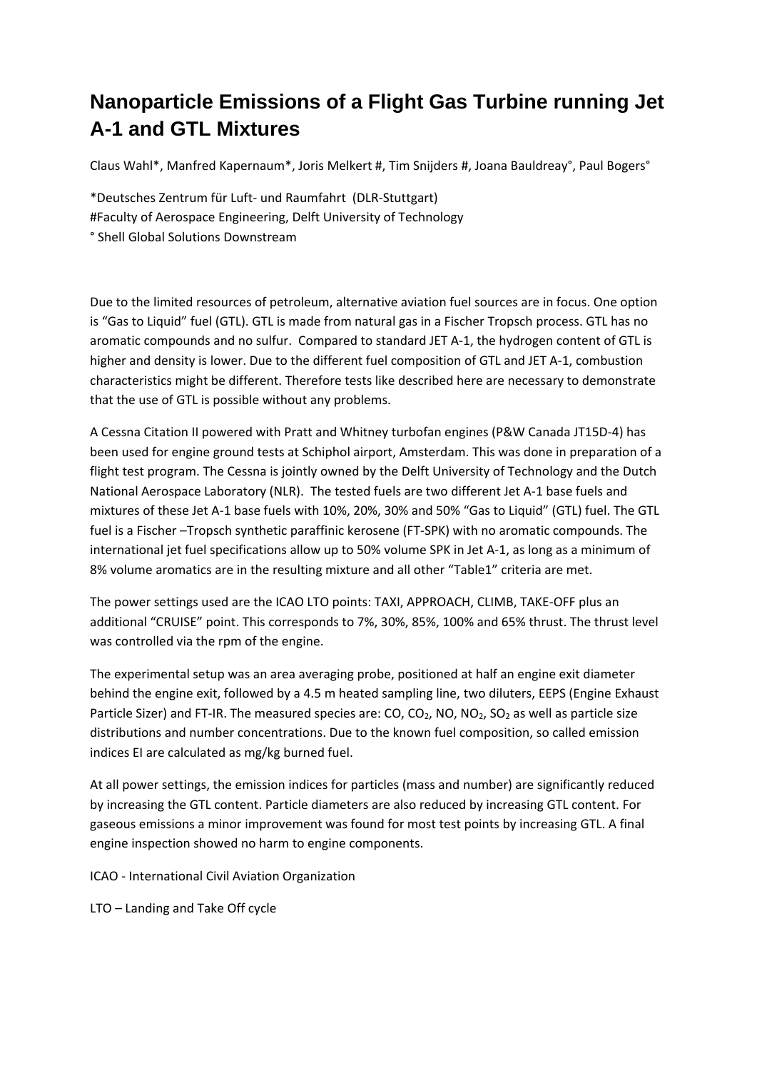# Nanoparticle Emissions of a Flight Gas Turbine running Jet A-1 and GTL Mixtures

Claus Wahl*, Manfred Kapernaum*, Joris Melkert #, Tim Snijders #, Joana Bauldreay°, Paul Bogers°

*Deutsches Zentrum für Luft- und Raumfahrt (DLR-Stuttgart)
#Faculty of Aerospace Engineering, Delft University of Technology
° Shell Global Solutions Downstream

Due to the limited resources of petroleum, alternative aviation fuel sources are in focus. One option is "Gas to Liquid" fuel (GTL). GTL is made from natural gas in a Fischer Tropsch process. GTL has no aromatic compounds and no sulfur. Compared to standard JET A-1, the hydrogen content of GTL is higher and density is lower. Due to the different fuel composition of GTL and JET A-1, combustion characteristics might be different. Therefore tests like described here are necessary to demonstrate that the use of GTL is possible without any problems.

A Cessna Citation II powered with Pratt and Whitney turbofan engines (P&W Canada JT15D-4) has been used for engine ground tests at Schiphol airport, Amsterdam. This was done in preparation of a flight test program. The Cessna is jointly owned by the Delft University of Technology and the Dutch National Aerospace Laboratory (NLR). The tested fuels are two different Jet A-1 base fuels and mixtures of these Jet A-1 base fuels with 10%, 20%, 30% and 50% "Gas to Liquid" (GTL) fuel. The GTL fuel is a Fischer –Tropsch synthetic paraffinic kerosene (FT-SPK) with no aromatic compounds. The international jet fuel specifications allow up to 50% volume SPK in Jet A-1, as long as a minimum of 8% volume aromatics are in the resulting mixture and all other "Table1" criteria are met.

The power settings used are the ICAO LTO points: TAXI, APPROACH, CLIMB, TAKE-OFF plus an additional "CRUISE" point. This corresponds to 7%, 30%, 85%, 100% and 65% thrust. The thrust level was controlled via the rpm of the engine.

The experimental setup was an area averaging probe, positioned at half an engine exit diameter behind the engine exit, followed by a 4.5 m heated sampling line, two diluters, EEPS (Engine Exhaust Particle Sizer) and FT-IR. The measured species are: CO, $CO_2$, NO, $NO_2$, $SO_2$ as well as particle size distributions and number concentrations. Due to the known fuel composition, so called emission indices EI are calculated as mg/kg burned fuel.

At all power settings, the emission indices for particles (mass and number) are significantly reduced by increasing the GTL content. Particle diameters are also reduced by increasing GTL content. For gaseous emissions a minor improvement was found for most test points by increasing GTL. A final engine inspection showed no harm to engine components.

ICAO - International Civil Aviation Organization

LTO – Landing and Take Off cycle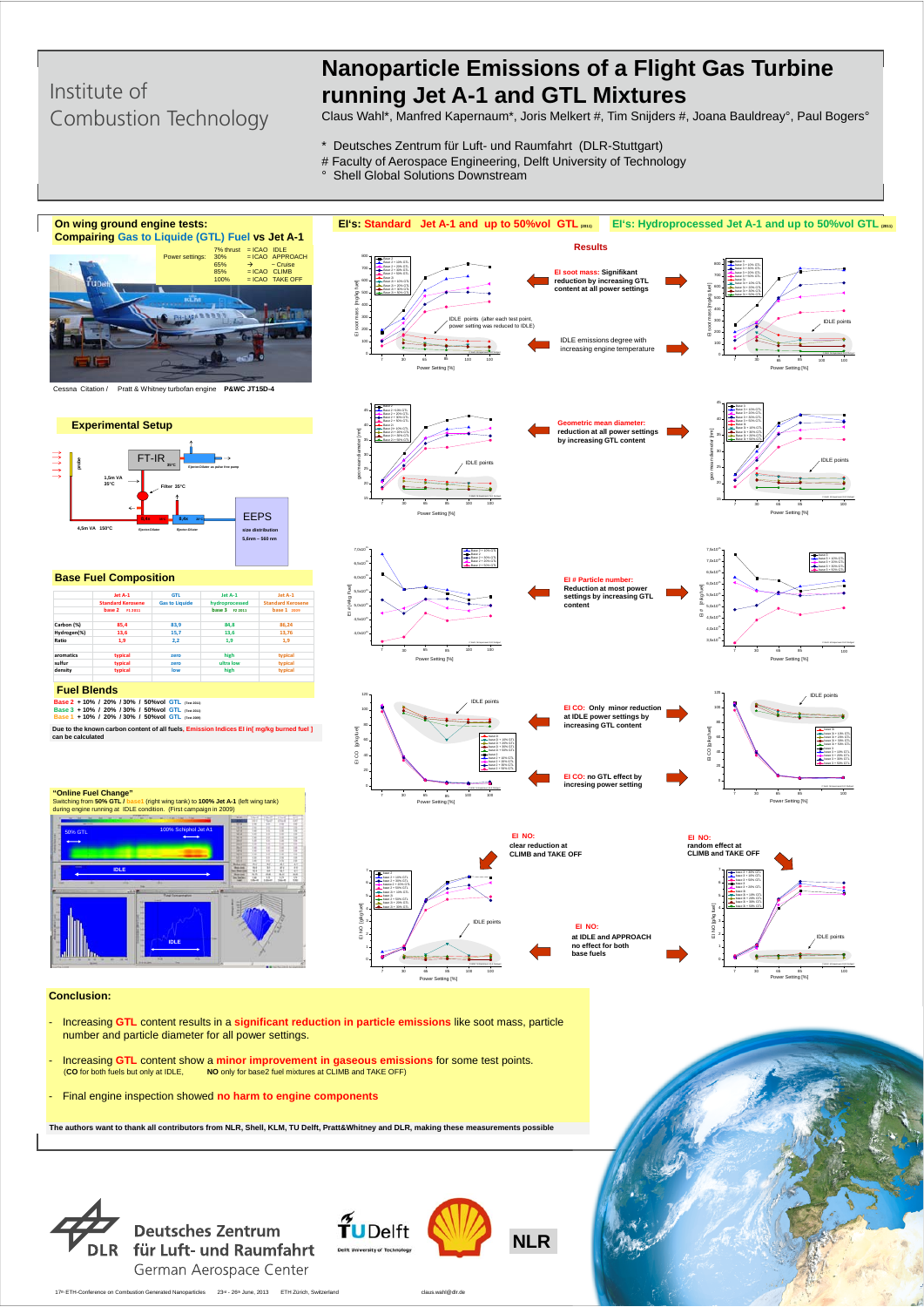Institute of Combustion Technology

# Nanoparticle Emissions of a Flight Gas Turbine running Jet A-1 and GTL Mixtures

Claus Wahl*, Manfred Kapernaum*, Joris Melkert #, Tim Snijders #, Joana Bauldreay°, Paul Bogers°

\* Deutsches Zentrum für Luft- und Raumfahrt (DLR-Stuttgart)
# Faculty of Aerospace Engineering, Delft University of Technology
° Shell Global Solutions Downstream

## On wing ground engine tests: Compairing Gas to Liquide (GTL) Fuel vs Jet A-1

Power settings:

- 7% thrust = ICAO IDLE
- 30% = ICAO APPROACH
- 65% → ~ Cruise
- 85% = ICAO CLIMB
- 100% = ICAO TAKE OFF

Cessna Citation / Pratt & Whitney turbofan engine **P&WC JT15D-4**

## Experimental Setup

probe

FT-IR 35°C

Ejector-Diluter as pulse free pump

1,5m VA 35°C

Filter 35°C

4,5m VA 150°C

Ejector-Diluter

Ejector-Diluter

EEPS size distribution 5,6nm – 560 nm

## Base Fuel Composition

| | Jet A-1 | GTL | Jet A-1 | Jet A-1 |
|---|---|---|---|---|
| | Standard Kerosene | Gas to Liquide | hydroprocessed | Standard Kerosene |
| | base 2 FS 2011 | | base 3 FS 2011 | base 1 2009 |
| Carbon (%) | 85,4 | 83,9 | 84,8 | 86,24 |
| Hydrogen(%) | 13,6 | 15,7 | 13,6 | 13,76 |
| Ratio | 1,9 | 2,2 | 1,9 | 1,9 |
| aromatics | typical | zero | high | typical |
| sulfur | typical | zero | ultra low | typical |
| density | typical | low | high | typical |

## Fuel Blends

Base 2 + 10% / 20% / 30% / 50%vol GTL (Test 2011)
Base 3 + 10% / 20% / 30% / 50%vol GTL (Test 2011)
Base 1 + 10% / 20% / 30% / 50%vol GTL (Test 2009)

**Due to the known carbon content of all fuels, Emission Indices EI in[ mg/kg burned fuel ] can be calculated**

### "Online Fuel Change"

Switching from **50% GTL / base1** (right wing tank) to **100% Jet A-1** (left wing tank) during engine running at IDLE condition. (First campaign in 2009)

50% GTL

100% Schiphol Jet A1

IDLE

## EI's: Standard Jet A-1 and up to 50%vol GTL (2011) | EI's: Hydroprocessed Jet A-1 and up to 50%vol GTL (2011)

### Results

**EI soot mass: Signifikant reduction by increasing GTL content at all power settings**

IDLE points (after each test point, power setting was reduced to IDLE)

IDLE emissions degree with increasing engine temperature

IDLE points

**Geometric mean diameter: reduction at all power settings by increasing GTL content**

IDLE points

IDLE points

**EI # Particle number: Reduction at most power settings by increasing GTL content**

**EI CO: Only minor reduction at IDLE power settings by increasing GTL content**

IDLE points

IDLE points

**EI CO: no GTL effect by incresing power setting**

**EI NO: clear reduction at CLIMB and TAKE OFF**

**EI NO: random effect at CLIMB and TAKE OFF**

IDLE points

**EI NO: at IDLE and APPROACH no effect for both base fuels**

IDLE points

Power Setting [%]

## Conclusion:

- Increasing **GTL** content results in a **significant reduction in particle emissions** like soot mass, particle number and particle diameter for all power settings.
- Increasing **GTL** content show a **minor improvement in gaseous emissions** for some test points. (**CO** for both fuels but only at IDLE, **NO** only for base2 fuel mixtures at CLIMB and TAKE OFF)
- Final engine inspection showed **no harm to engine components**

**The authors want to thank all contributors from NLR, Shell, KLM, TU Delft, Pratt&Whitney and DLR, making these measurements possible**

Deutsches Zentrum für Luft- und Raumfahrt
German Aerospace Center

TUDelft Delft University of Technology

NLR

17th ETH-Conference on Combustion Generated Nanoparticles 23rd - 26th June, 2013 ETH Zürich, Switzerland

claus.wahl@dlr.de